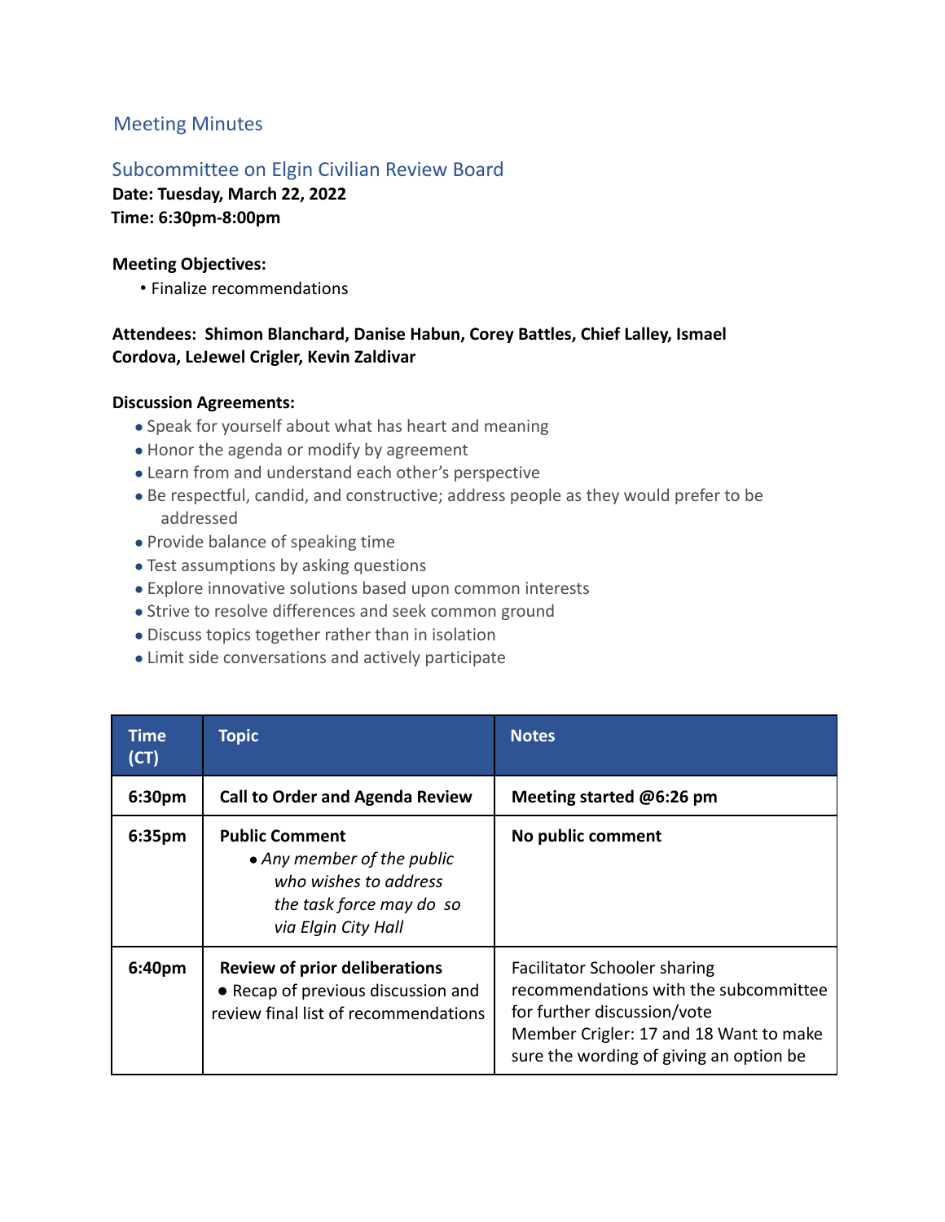## Meeting Minutes

## Subcommittee on Elgin Civilian Review Board

**Date: Tuesday, March 22, 2022**
**Time: 6:30pm-8:00pm**

**Meeting Objectives:**

- Finalize recommendations

**Attendees: Shimon Blanchard, Danise Habun, Corey Battles, Chief Lalley, Ismael Cordova, LeJewel Crigler, Kevin Zaldivar**

**Discussion Agreements:**

- Speak for yourself about what has heart and meaning
- Honor the agenda or modify by agreement
- Learn from and understand each other's perspective
- Be respectful, candid, and constructive; address people as they would prefer to be addressed
- Provide balance of speaking time
- Test assumptions by asking questions
- Explore innovative solutions based upon common interests
- Strive to resolve differences and seek common ground
- Discuss topics together rather than in isolation
- Limit side conversations and actively participate

| Time (CT) | Topic | Notes |
|---|---|---|
| 6:30pm | **Call to Order and Agenda Review** | **Meeting started @6:26 pm** |
| 6:35pm | **Public Comment**<br>• *Any member of the public who wishes to address the task force may do so via Elgin City Hall* | **No public comment** |
| 6:40pm | **Review of prior deliberations**<br>• Recap of previous discussion and review final list of recommendations | Facilitator Schooler sharing recommendations with the subcommittee for further discussion/vote<br>Member Crigler: 17 and 18 Want to make sure the wording of giving an option be |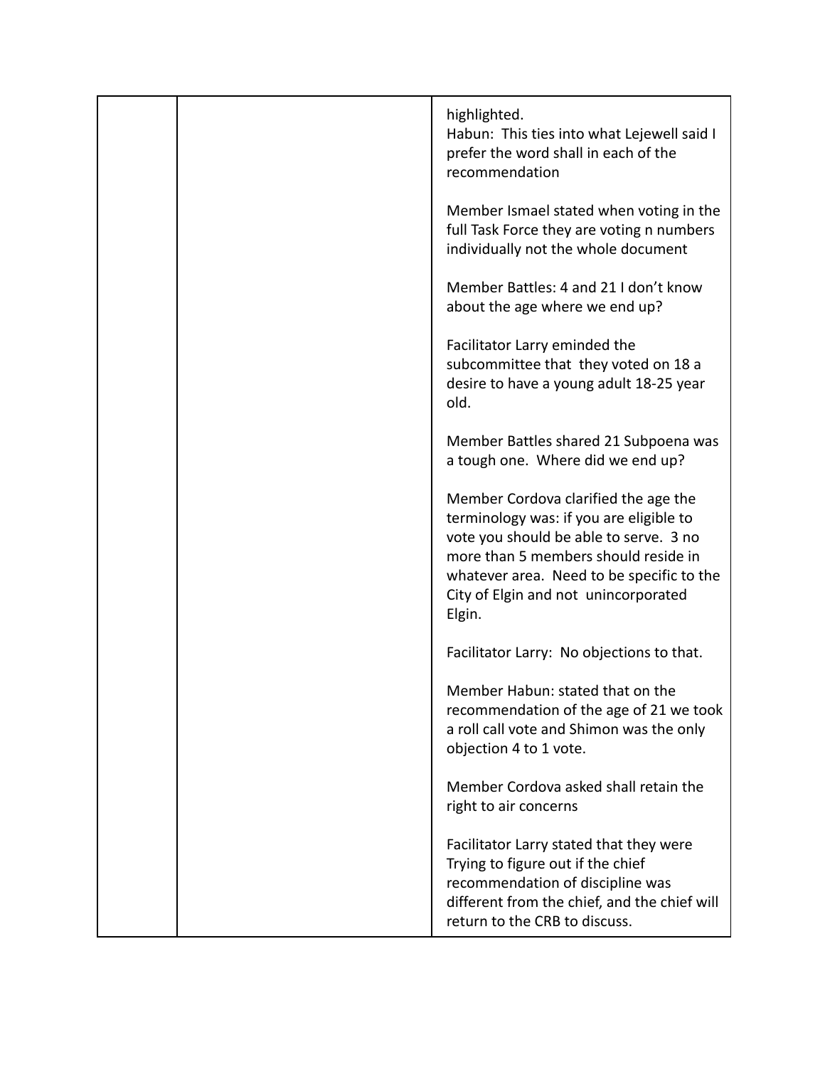| | | |
|---|---|---|
| | | highlighted.<br>Habun: This ties into what Lejewell said I prefer the word shall in each of the recommendation<br><br>Member Ismael stated when voting in the full Task Force they are voting n numbers individually not the whole document<br><br>Member Battles: 4 and 21 I don't know about the age where we end up?<br><br>Facilitator Larry eminded the subcommittee that they voted on 18 a desire to have a young adult 18-25 year old.<br><br>Member Battles shared 21 Subpoena was a tough one. Where did we end up?<br><br>Member Cordova clarified the age the terminology was: if you are eligible to vote you should be able to serve. 3 no more than 5 members should reside in whatever area. Need to be specific to the City of Elgin and not unincorporated Elgin.<br><br>Facilitator Larry: No objections to that.<br><br>Member Habun: stated that on the recommendation of the age of 21 we took a roll call vote and Shimon was the only objection 4 to 1 vote.<br><br>Member Cordova asked shall retain the right to air concerns<br><br>Facilitator Larry stated that they were Trying to figure out if the chief recommendation of discipline was different from the chief, and the chief will return to the CRB to discuss. |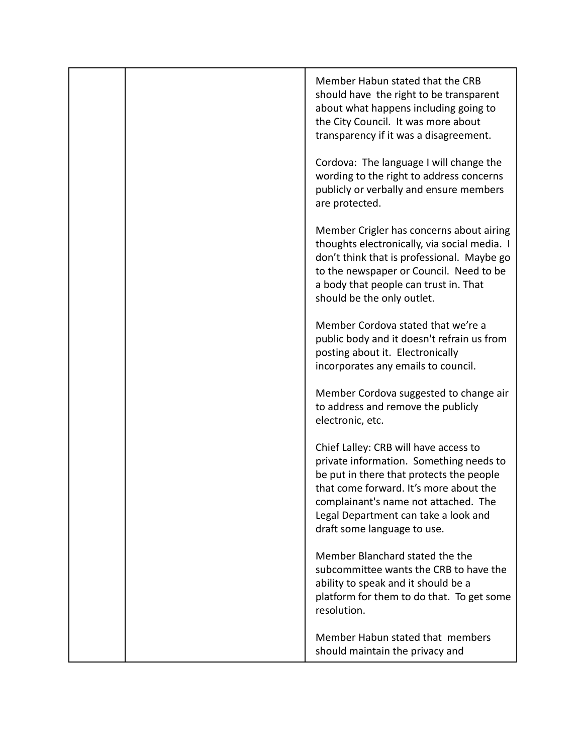|  |  |  |
|---|---|---|
|  |  | Member Habun stated that the CRB should have the right to be transparent about what happens including going to the City Council. It was more about transparency if it was a disagreement.<br><br>Cordova: The language I will change the wording to the right to address concerns publicly or verbally and ensure members are protected.<br><br>Member Crigler has concerns about airing thoughts electronically, via social media. I don't think that is professional. Maybe go to the newspaper or Council. Need to be a body that people can trust in. That should be the only outlet.<br><br>Member Cordova stated that we're a public body and it doesn't refrain us from posting about it. Electronically incorporates any emails to council.<br><br>Member Cordova suggested to change air to address and remove the publicly electronic, etc.<br><br>Chief Lalley: CRB will have access to private information. Something needs to be put in there that protects the people that come forward. It's more about the complainant's name not attached. The Legal Department can take a look and draft some language to use.<br><br>Member Blanchard stated the the subcommittee wants the CRB to have the ability to speak and it should be a platform for them to do that. To get some resolution.<br><br>Member Habun stated that members should maintain the privacy and |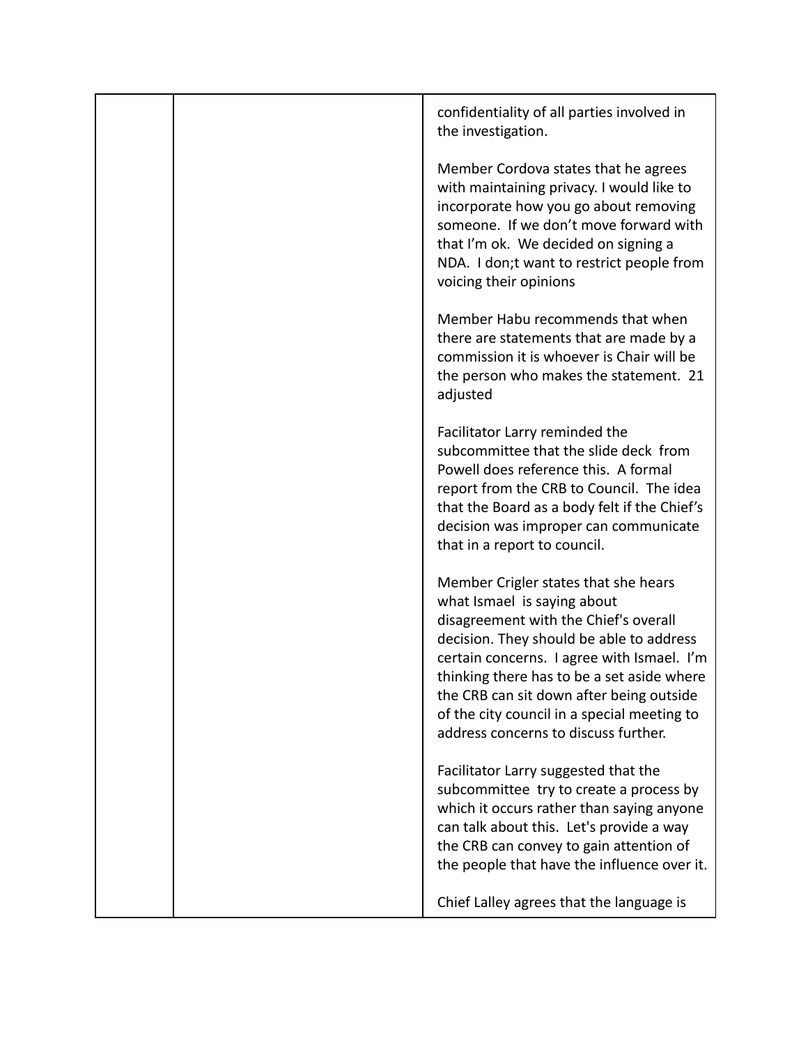| | | |
|---|---|---|
| | | confidentiality of all parties involved in the investigation.<br><br>Member Cordova states that he agrees with maintaining privacy. I would like to incorporate how you go about removing someone. If we don't move forward with that I'm ok. We decided on signing a NDA. I don;t want to restrict people from voicing their opinions<br><br>Member Habu recommends that when there are statements that are made by a commission it is whoever is Chair will be the person who makes the statement. 21 adjusted<br><br>Facilitator Larry reminded the subcommittee that the slide deck from Powell does reference this. A formal report from the CRB to Council. The idea that the Board as a body felt if the Chief's decision was improper can communicate that in a report to council.<br><br>Member Crigler states that she hears what Ismael is saying about disagreement with the Chief's overall decision. They should be able to address certain concerns. I agree with Ismael. I'm thinking there has to be a set aside where the CRB can sit down after being outside of the city council in a special meeting to address concerns to discuss further.<br><br>Facilitator Larry suggested that the subcommittee try to create a process by which it occurs rather than saying anyone can talk about this. Let's provide a way the CRB can convey to gain attention of the people that have the influence over it.<br><br>Chief Lalley agrees that the language is |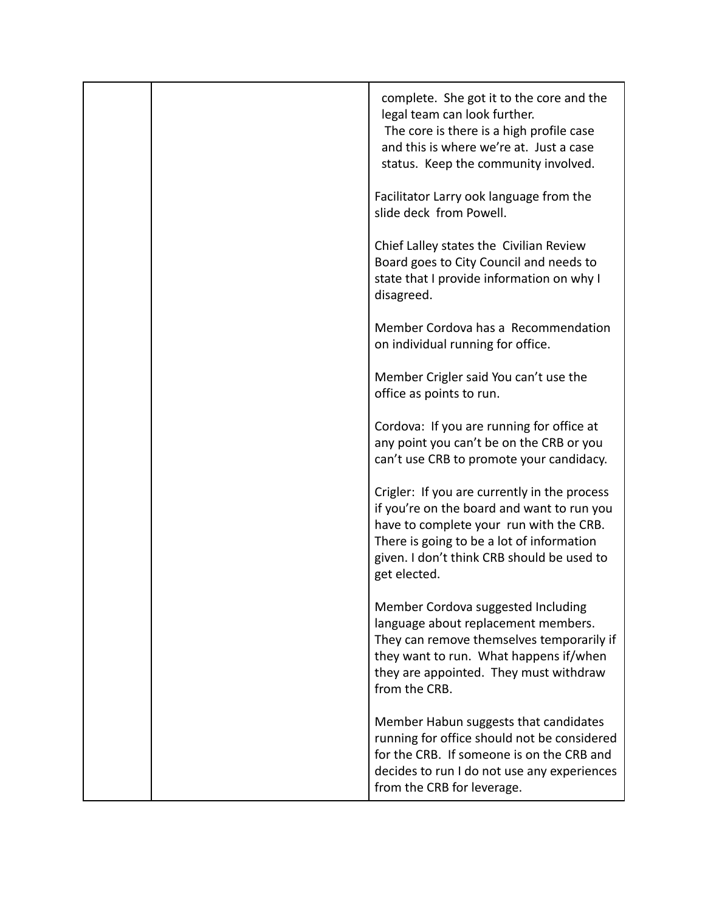|  |  | complete. She got it to the core and the legal team can look further.<br>The core is there is a high profile case and this is where we're at. Just a case status. Keep the community involved.<br><br>Facilitator Larry ook language from the slide deck from Powell.<br><br>Chief Lalley states the Civilian Review Board goes to City Council and needs to state that I provide information on why I disagreed.<br><br>Member Cordova has a Recommendation on individual running for office.<br><br>Member Crigler said You can't use the office as points to run.<br><br>Cordova: If you are running for office at any point you can't be on the CRB or you can't use CRB to promote your candidacy.<br><br>Crigler: If you are currently in the process if you're on the board and want to run you have to complete your run with the CRB. There is going to be a lot of information given. I don't think CRB should be used to get elected.<br><br>Member Cordova suggested Including language about replacement members. They can remove themselves temporarily if they want to run. What happens if/when they are appointed. They must withdraw from the CRB.<br><br>Member Habun suggests that candidates running for office should not be considered for the CRB. If someone is on the CRB and decides to run I do not use any experiences from the CRB for leverage. |
|---|---|---|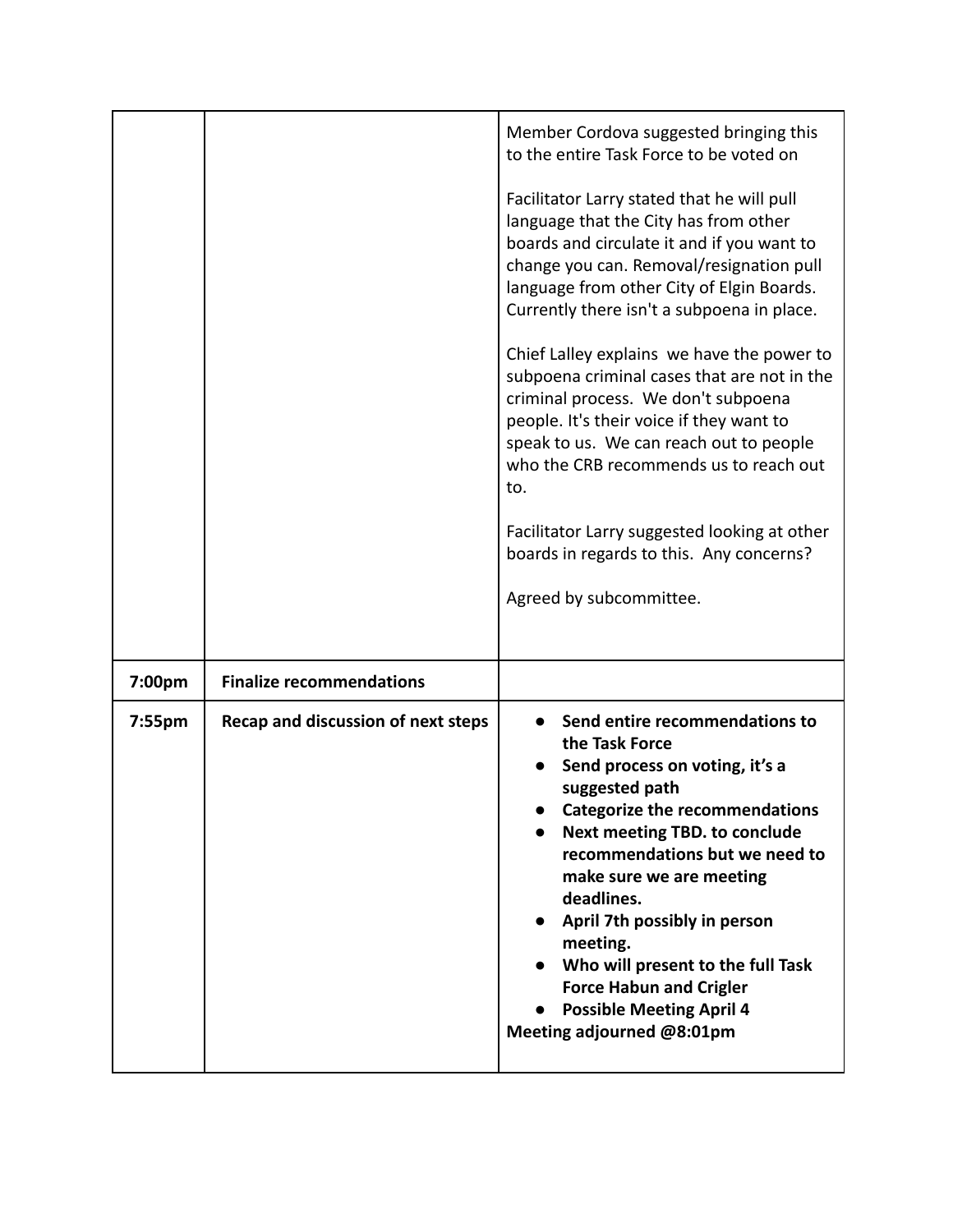| | | |
|---|---|---|
| | | Member Cordova suggested bringing this to the entire Task Force to be voted on<br><br>Facilitator Larry stated that he will pull language that the City has from other boards and circulate it and if you want to change you can. Removal/resignation pull language from other City of Elgin Boards. Currently there isn't a subpoena in place.<br><br>Chief Lalley explains we have the power to subpoena criminal cases that are not in the criminal process. We don't subpoena people. It's their voice if they want to speak to us. We can reach out to people who the CRB recommends us to reach out to.<br><br>Facilitator Larry suggested looking at other boards in regards to this. Any concerns?<br><br>Agreed by subcommittee. |
| **7:00pm** | **Finalize recommendations** | |
| **7:55pm** | **Recap and discussion of next steps** | • **Send entire recommendations to the Task Force**<br>• **Send process on voting, it's a suggested path**<br>• **Categorize the recommendations**<br>• **Next meeting TBD. to conclude recommendations but we need to make sure we are meeting deadlines.**<br>• **April 7th possibly in person meeting.**<br>• **Who will present to the full Task Force Habun and Crigler**<br>• **Possible Meeting April 4**<br>**Meeting adjourned @8:01pm** |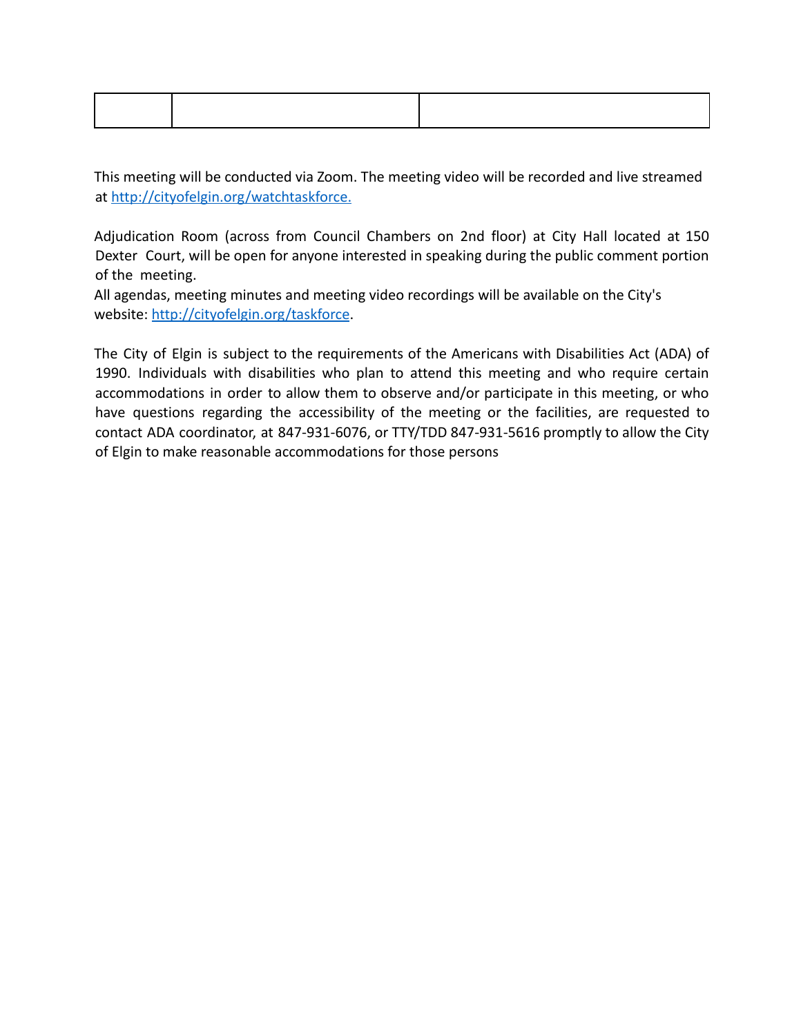| | | |
|---|---|---|
| | | |

This meeting will be conducted via Zoom. The meeting video will be recorded and live streamed at http://cityofelgin.org/watchtaskforce.

Adjudication Room (across from Council Chambers on 2nd floor) at City Hall located at 150 Dexter Court, will be open for anyone interested in speaking during the public comment portion of the meeting.
All agendas, meeting minutes and meeting video recordings will be available on the City's website: http://cityofelgin.org/taskforce.

The City of Elgin is subject to the requirements of the Americans with Disabilities Act (ADA) of 1990. Individuals with disabilities who plan to attend this meeting and who require certain accommodations in order to allow them to observe and/or participate in this meeting, or who have questions regarding the accessibility of the meeting or the facilities, are requested to contact ADA coordinator, at 847-931-6076, or TTY/TDD 847-931-5616 promptly to allow the City of Elgin to make reasonable accommodations for those persons